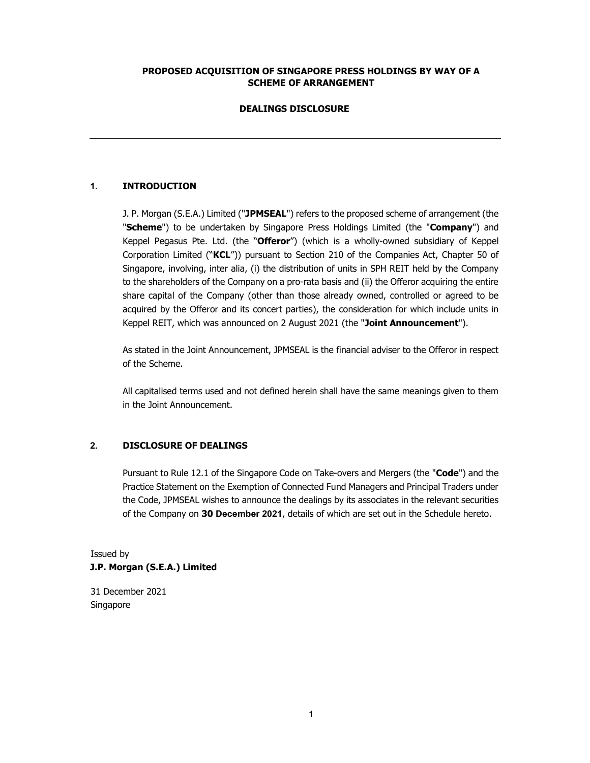**PROPOSED ACQUISITION OF SINGAPORE PRESS HOLDINGS BY WAY OF A SCHEME OF ARRANGEMENT**

**DEALINGS DISCLOSURE**

---

## 1. INTRODUCTION

J. P. Morgan (S.E.A.) Limited ("**JPMSEAL**") refers to the proposed scheme of arrangement (the "**Scheme**") to be undertaken by Singapore Press Holdings Limited (the "**Company**") and Keppel Pegasus Pte. Ltd. (the "**Offeror**") (which is a wholly-owned subsidiary of Keppel Corporation Limited ("**KCL**")) pursuant to Section 210 of the Companies Act, Chapter 50 of Singapore, involving, inter alia, (i) the distribution of units in SPH REIT held by the Company to the shareholders of the Company on a pro-rata basis and (ii) the Offeror acquiring the entire share capital of the Company (other than those already owned, controlled or agreed to be acquired by the Offeror and its concert parties), the consideration for which include units in Keppel REIT, which was announced on 2 August 2021 (the "**Joint Announcement**").

As stated in the Joint Announcement, JPMSEAL is the financial adviser to the Offeror in respect of the Scheme.

All capitalised terms used and not defined herein shall have the same meanings given to them in the Joint Announcement.

## 2. DISCLOSURE OF DEALINGS

Pursuant to Rule 12.1 of the Singapore Code on Take-overs and Mergers (the "**Code**") and the Practice Statement on the Exemption of Connected Fund Managers and Principal Traders under the Code, JPMSEAL wishes to announce the dealings by its associates in the relevant securities of the Company on **30 December 2021**, details of which are set out in the Schedule hereto.

Issued by
**J.P. Morgan (S.E.A.) Limited**

31 December 2021
Singapore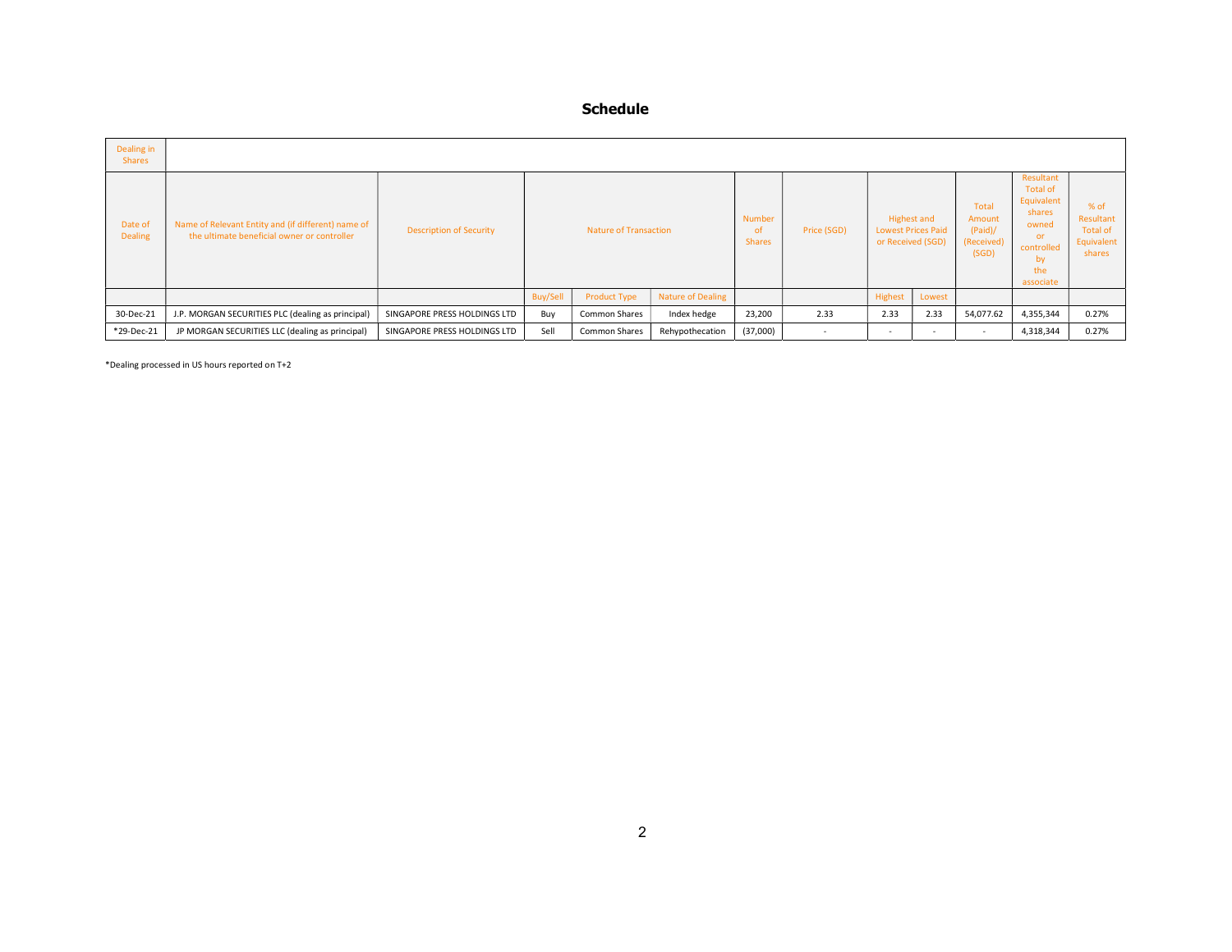# Schedule

| Dealing in Shares | | | | | | | | | | | | | |
|---|---|---|---|---|---|---|---|---|---|---|---|---|---|
| Date of Dealing | Name of Relevant Entity and (if different) name of the ultimate beneficial owner or controller | Description of Security | Nature of Transaction | | | Number of Shares | Price (SGD) | Highest and Lowest Prices Paid or Received (SGD) | | Total Amount (Paid)/ (Received) (SGD) | Resultant Total of Equivalent shares owned or controlled by the associate | % of Resultant Total of Equivalent shares |
| | | | Buy/Sell | Product Type | Nature of Dealing | | | Highest | Lowest | | | |
| 30-Dec-21 | J.P. MORGAN SECURITIES PLC (dealing as principal) | SINGAPORE PRESS HOLDINGS LTD | Buy | Common Shares | Index hedge | 23,200 | 2.33 | 2.33 | 2.33 | 54,077.62 | 4,355,344 | 0.27% |
| *29-Dec-21 | JP MORGAN SECURITIES LLC (dealing as principal) | SINGAPORE PRESS HOLDINGS LTD | Sell | Common Shares | Rehypothecation | (37,000) | - | - | - | - | 4,318,344 | 0.27% |

*Dealing processed in US hours reported on T+2